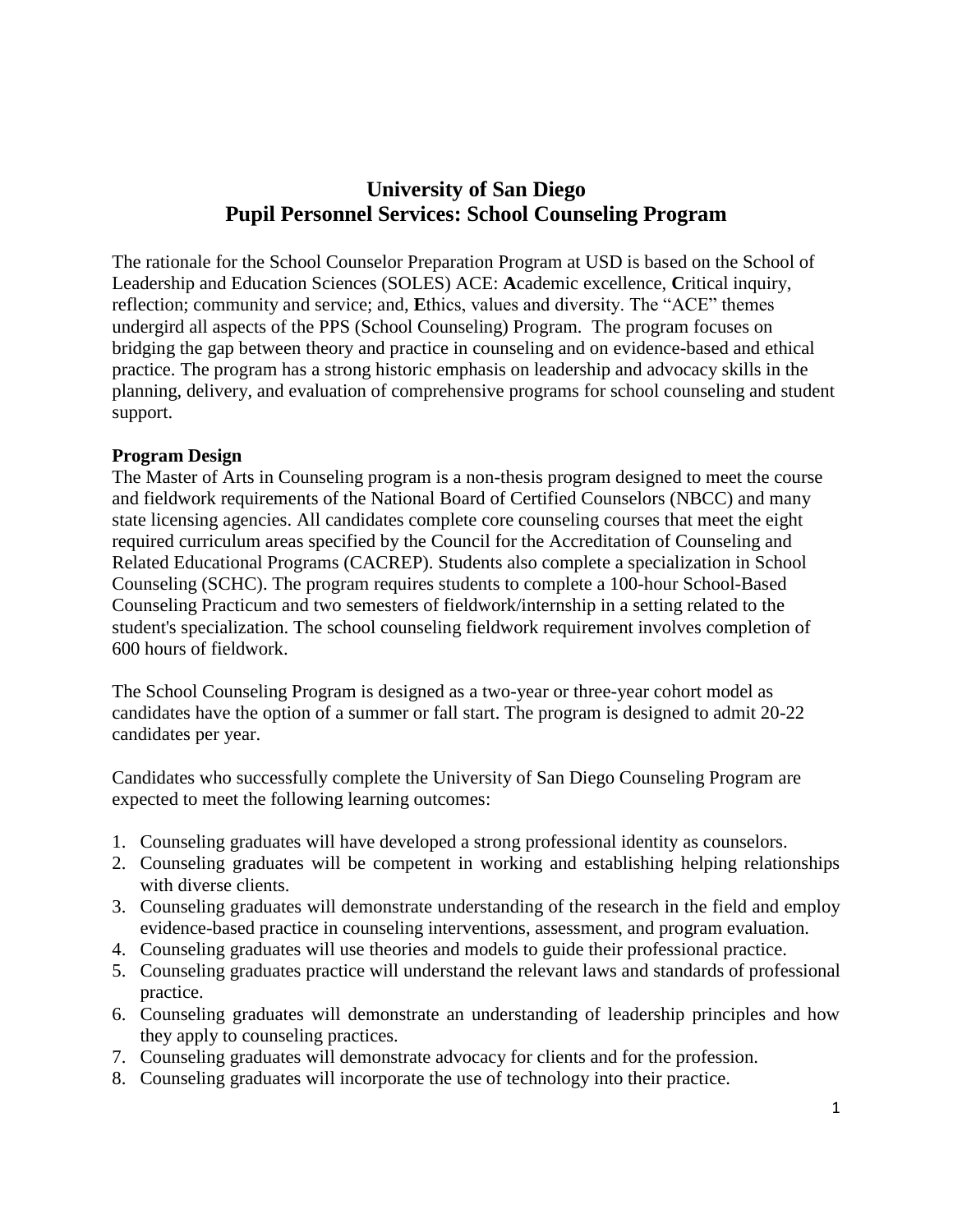# University of San Diego
# Pupil Personnel Services: School Counseling Program

The rationale for the School Counselor Preparation Program at USD is based on the School of Leadership and Education Sciences (SOLES) ACE: **A**cademic excellence, **C**ritical inquiry, reflection; community and service; and, **E**thics, values and diversity. The "ACE" themes undergird all aspects of the PPS (School Counseling) Program. The program focuses on bridging the gap between theory and practice in counseling and on evidence-based and ethical practice. The program has a strong historic emphasis on leadership and advocacy skills in the planning, delivery, and evaluation of comprehensive programs for school counseling and student support.

**Program Design**

The Master of Arts in Counseling program is a non-thesis program designed to meet the course and fieldwork requirements of the National Board of Certified Counselors (NBCC) and many state licensing agencies. All candidates complete core counseling courses that meet the eight required curriculum areas specified by the Council for the Accreditation of Counseling and Related Educational Programs (CACREP). Students also complete a specialization in School Counseling (SCHC). The program requires students to complete a 100-hour School-Based Counseling Practicum and two semesters of fieldwork/internship in a setting related to the student's specialization. The school counseling fieldwork requirement involves completion of 600 hours of fieldwork.

The School Counseling Program is designed as a two-year or three-year cohort model as candidates have the option of a summer or fall start. The program is designed to admit 20-22 candidates per year.

Candidates who successfully complete the University of San Diego Counseling Program are expected to meet the following learning outcomes:

1. Counseling graduates will have developed a strong professional identity as counselors.
2. Counseling graduates will be competent in working and establishing helping relationships with diverse clients.
3. Counseling graduates will demonstrate understanding of the research in the field and employ evidence-based practice in counseling interventions, assessment, and program evaluation.
4. Counseling graduates will use theories and models to guide their professional practice.
5. Counseling graduates practice will understand the relevant laws and standards of professional practice.
6. Counseling graduates will demonstrate an understanding of leadership principles and how they apply to counseling practices.
7. Counseling graduates will demonstrate advocacy for clients and for the profession.
8. Counseling graduates will incorporate the use of technology into their practice.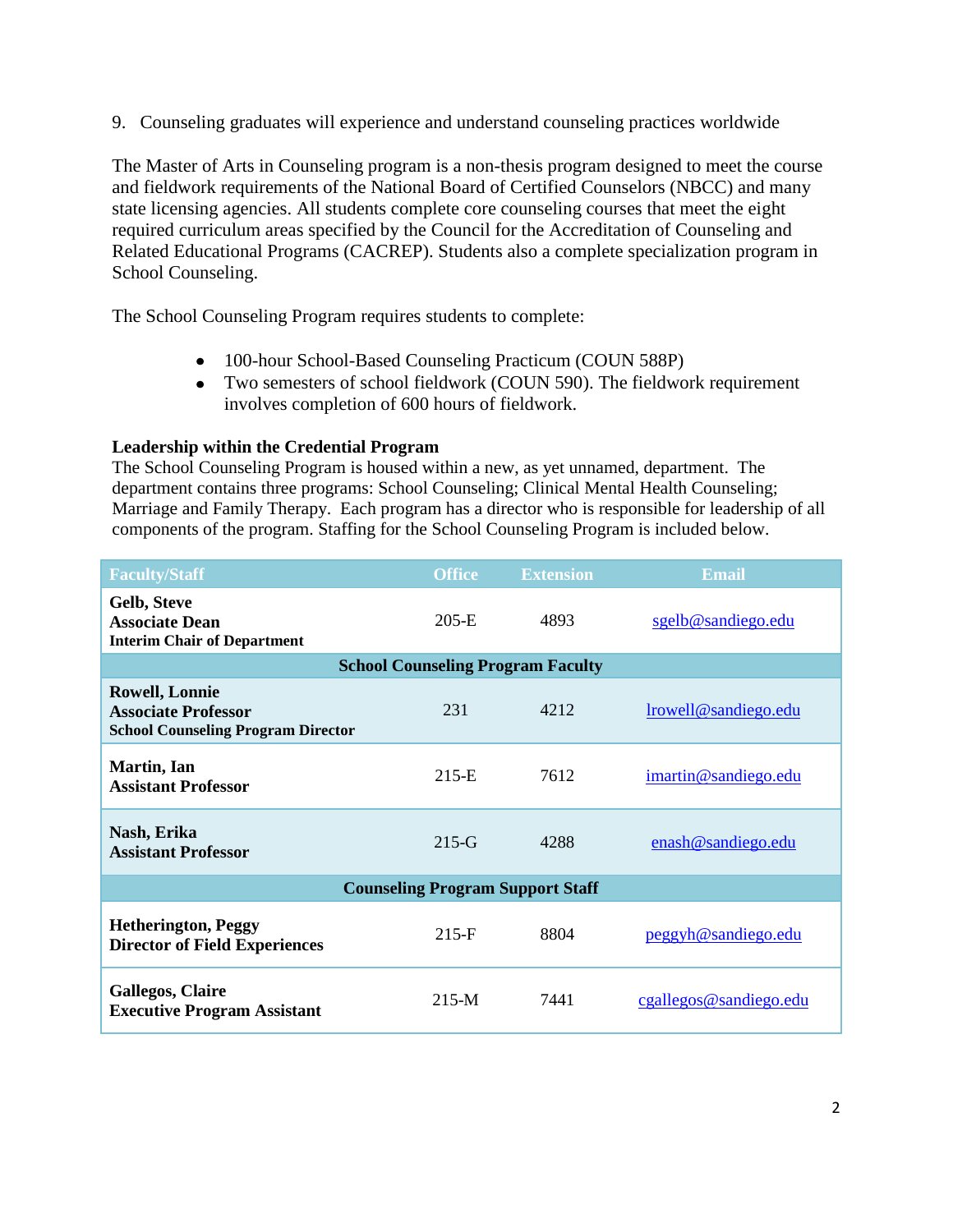9. Counseling graduates will experience and understand counseling practices worldwide

The Master of Arts in Counseling program is a non-thesis program designed to meet the course and fieldwork requirements of the National Board of Certified Counselors (NBCC) and many state licensing agencies. All students complete core counseling courses that meet the eight required curriculum areas specified by the Council for the Accreditation of Counseling and Related Educational Programs (CACREP). Students also a complete specialization program in School Counseling.

The School Counseling Program requires students to complete:

- 100-hour School-Based Counseling Practicum (COUN 588P)
- Two semesters of school fieldwork (COUN 590). The fieldwork requirement involves completion of 600 hours of fieldwork.

**Leadership within the Credential Program**
The School Counseling Program is housed within a new, as yet unnamed, department. The department contains three programs: School Counseling; Clinical Mental Health Counseling; Marriage and Family Therapy. Each program has a director who is responsible for leadership of all components of the program. Staffing for the School Counseling Program is included below.

| Faculty/Staff | Office | Extension | Email |
|---|---|---|---|
| **Gelb, Steve**<br>**Associate Dean**<br>**Interim Chair of Department** | 205-E | 4893 | sgelb@sandiego.edu |
| **School Counseling Program Faculty** | | | |
| **Rowell, Lonnie**<br>**Associate Professor**<br>**School Counseling Program Director** | 231 | 4212 | lrowell@sandiego.edu |
| **Martin, Ian**<br>**Assistant Professor** | 215-E | 7612 | imartin@sandiego.edu |
| **Nash, Erika**<br>**Assistant Professor** | 215-G | 4288 | enash@sandiego.edu |
| **Counseling Program Support Staff** | | | |
| **Hetherington, Peggy**<br>**Director of Field Experiences** | 215-F | 8804 | peggyh@sandiego.edu |
| **Gallegos, Claire**<br>**Executive Program Assistant** | 215-M | 7441 | cgallegos@sandiego.edu |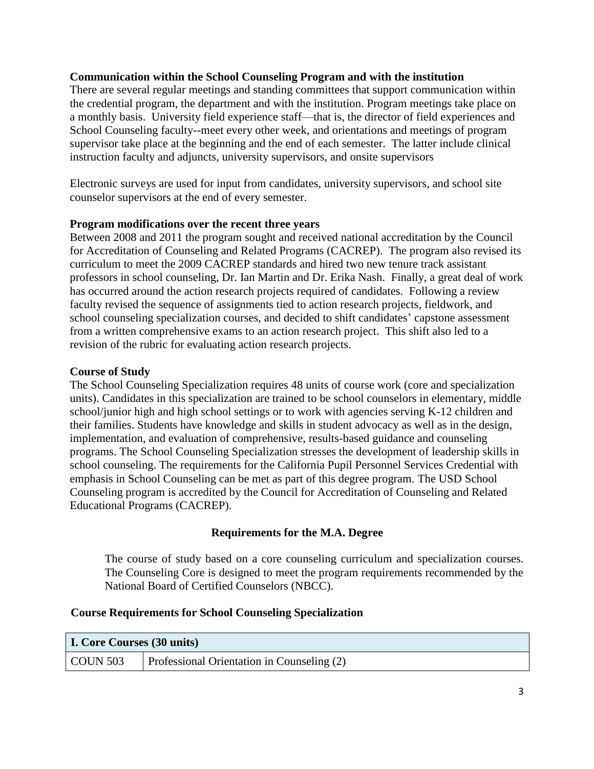**Communication within the School Counseling Program and with the institution**

There are several regular meetings and standing committees that support communication within the credential program, the department and with the institution. Program meetings take place on a monthly basis. University field experience staff—that is, the director of field experiences and School Counseling faculty--meet every other week, and orientations and meetings of program supervisor take place at the beginning and the end of each semester. The latter include clinical instruction faculty and adjuncts, university supervisors, and onsite supervisors

Electronic surveys are used for input from candidates, university supervisors, and school site counselor supervisors at the end of every semester.

**Program modifications over the recent three years**

Between 2008 and 2011 the program sought and received national accreditation by the Council for Accreditation of Counseling and Related Programs (CACREP). The program also revised its curriculum to meet the 2009 CACREP standards and hired two new tenure track assistant professors in school counseling, Dr. Ian Martin and Dr. Erika Nash. Finally, a great deal of work has occurred around the action research projects required of candidates. Following a review faculty revised the sequence of assignments tied to action research projects, fieldwork, and school counseling specialization courses, and decided to shift candidates' capstone assessment from a written comprehensive exams to an action research project. This shift also led to a revision of the rubric for evaluating action research projects.

**Course of Study**

The School Counseling Specialization requires 48 units of course work (core and specialization units). Candidates in this specialization are trained to be school counselors in elementary, middle school/junior high and high school settings or to work with agencies serving K-12 children and their families. Students have knowledge and skills in student advocacy as well as in the design, implementation, and evaluation of comprehensive, results-based guidance and counseling programs. The School Counseling Specialization stresses the development of leadership skills in school counseling. The requirements for the California Pupil Personnel Services Credential with emphasis in School Counseling can be met as part of this degree program. The USD School Counseling program is accredited by the Council for Accreditation of Counseling and Related Educational Programs (CACREP).

**Requirements for the M.A. Degree**

The course of study based on a core counseling curriculum and specialization courses. The Counseling Core is designed to meet the program requirements recommended by the National Board of Certified Counselors (NBCC).

**Course Requirements for School Counseling Specialization**

| I. Core Courses (30 units) | |
|---|---|
| COUN 503 | Professional Orientation in Counseling (2) |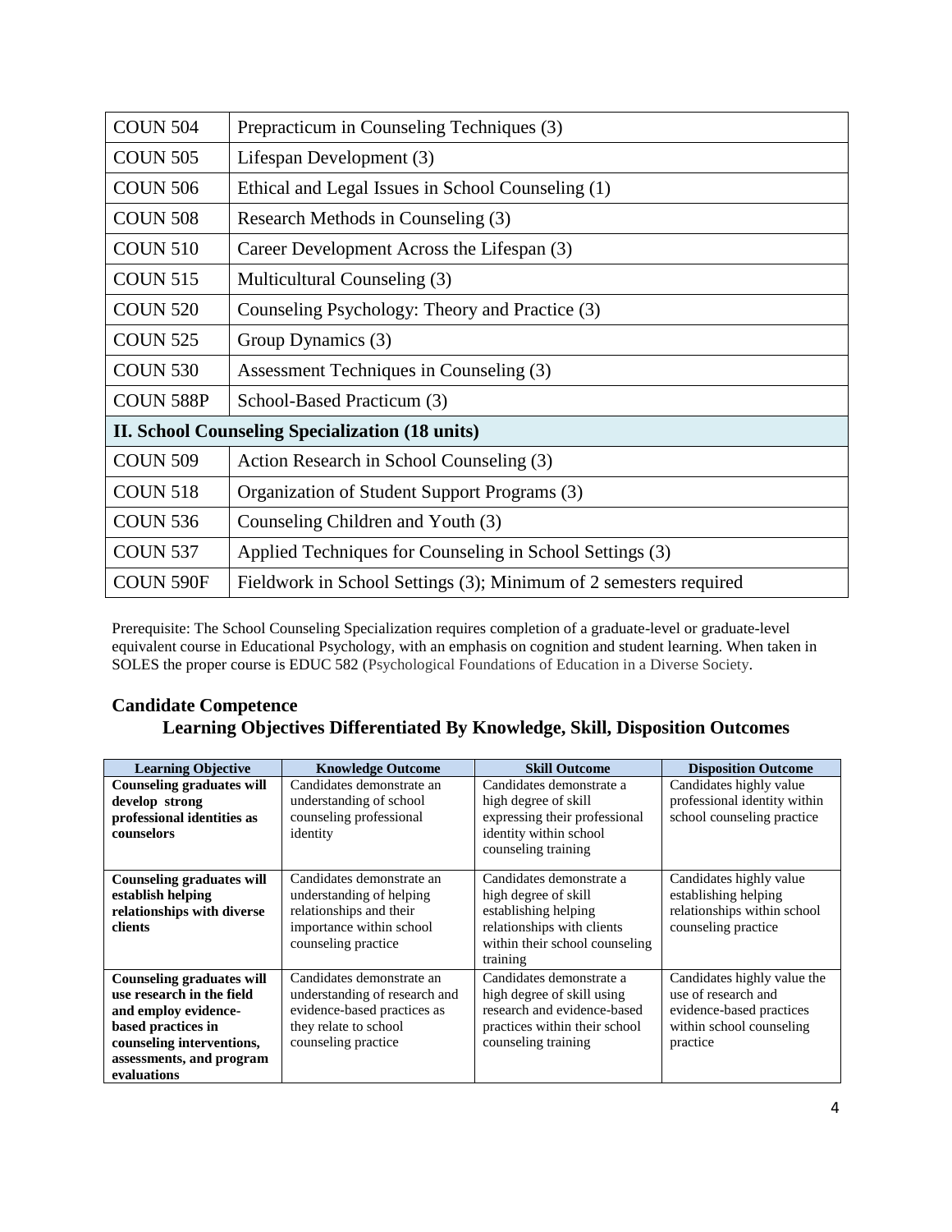| | |
|---|---|
| COUN 504 | Prepracticum in Counseling Techniques (3) |
| COUN 505 | Lifespan Development (3) |
| COUN 506 | Ethical and Legal Issues in School Counseling (1) |
| COUN 508 | Research Methods in Counseling (3) |
| COUN 510 | Career Development Across the Lifespan (3) |
| COUN 515 | Multicultural Counseling (3) |
| COUN 520 | Counseling Psychology: Theory and Practice (3) |
| COUN 525 | Group Dynamics (3) |
| COUN 530 | Assessment Techniques in Counseling (3) |
| COUN 588P | School-Based Practicum (3) |
| **II. School Counseling Specialization (18 units)** | |
| COUN 509 | Action Research in School Counseling (3) |
| COUN 518 | Organization of Student Support Programs (3) |
| COUN 536 | Counseling Children and Youth (3) |
| COUN 537 | Applied Techniques for Counseling in School Settings (3) |
| COUN 590F | Fieldwork in School Settings (3); Minimum of 2 semesters required |

Prerequisite: The School Counseling Specialization requires completion of a graduate-level or graduate-level equivalent course in Educational Psychology, with an emphasis on cognition and student learning. When taken in SOLES the proper course is EDUC 582 (Psychological Foundations of Education in a Diverse Society.

## Candidate Competence

### Learning Objectives Differentiated By Knowledge, Skill, Disposition Outcomes

| Learning Objective | Knowledge Outcome | Skill Outcome | Disposition Outcome |
|---|---|---|---|
| **Counseling graduates will develop strong professional identities as counselors** | Candidates demonstrate an understanding of school counseling professional identity | Candidates demonstrate a high degree of skill expressing their professional identity within school counseling training | Candidates highly value professional identity within school counseling practice |
| **Counseling graduates will establish helping relationships with diverse clients** | Candidates demonstrate an understanding of helping relationships and their importance within school counseling practice | Candidates demonstrate a high degree of skill establishing helping relationships with clients within their school counseling training | Candidates highly value establishing helping relationships within school counseling practice |
| **Counseling graduates will use research in the field and employ evidence-based practices in counseling interventions, assessments, and program evaluations** | Candidates demonstrate an understanding of research and evidence-based practices as they relate to school counseling practice | Candidates demonstrate a high degree of skill using research and evidence-based practices within their school counseling training | Candidates highly value the use of research and evidence-based practices within school counseling practice |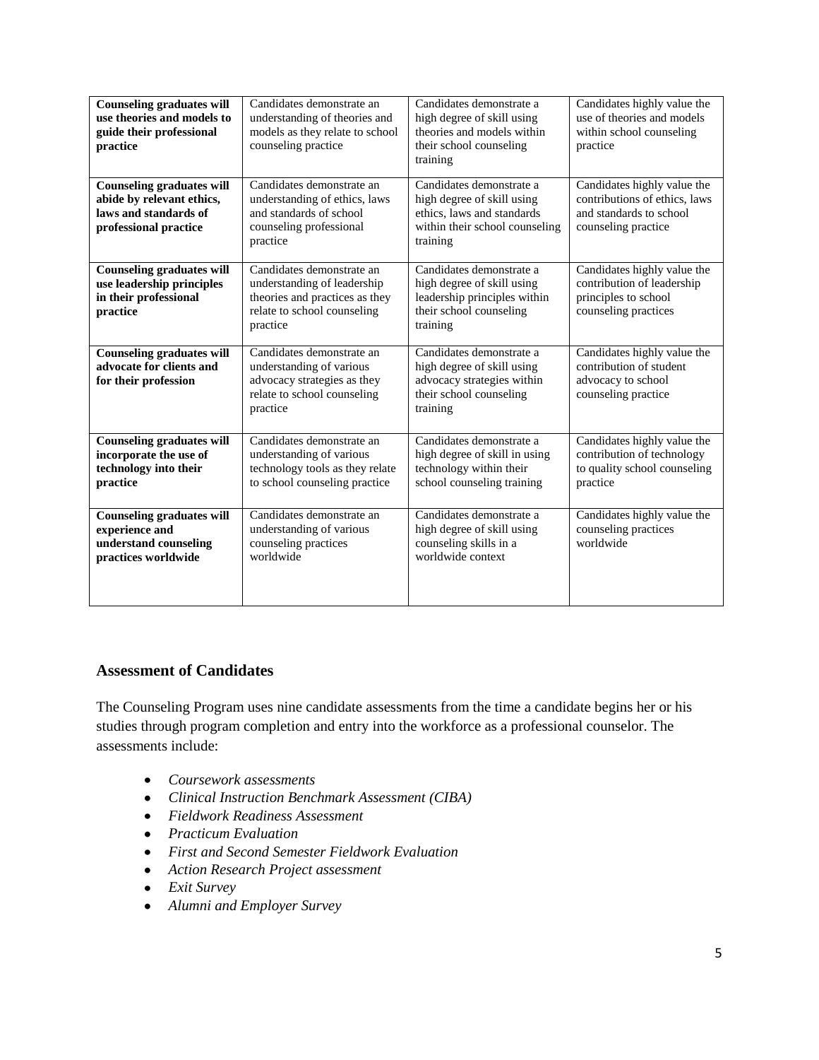| **Counseling graduates will use theories and models to guide their professional practice** | Candidates demonstrate an understanding of theories and models as they relate to school counseling practice | Candidates demonstrate a high degree of skill using theories and models within their school counseling training | Candidates highly value the use of theories and models within school counseling practice |
|---|---|---|---|
| **Counseling graduates will abide by relevant ethics, laws and standards of professional practice** | Candidates demonstrate an understanding of ethics, laws and standards of school counseling professional practice | Candidates demonstrate a high degree of skill using ethics, laws and standards within their school counseling training | Candidates highly value the contributions of ethics, laws and standards to school counseling practice |
| **Counseling graduates will use leadership principles in their professional practice** | Candidates demonstrate an understanding of leadership theories and practices as they relate to school counseling practice | Candidates demonstrate a high degree of skill using leadership principles within their school counseling training | Candidates highly value the contribution of leadership principles to school counseling practices |
| **Counseling graduates will advocate for clients and for their profession** | Candidates demonstrate an understanding of various advocacy strategies as they relate to school counseling practice | Candidates demonstrate a high degree of skill using advocacy strategies within their school counseling training | Candidates highly value the contribution of student advocacy to school counseling practice |
| **Counseling graduates will incorporate the use of technology into their practice** | Candidates demonstrate an understanding of various technology tools as they relate to school counseling practice | Candidates demonstrate a high degree of skill in using technology within their school counseling training | Candidates highly value the contribution of technology to quality school counseling practice |
| **Counseling graduates will experience and understand counseling practices worldwide** | Candidates demonstrate an understanding of various counseling practices worldwide | Candidates demonstrate a high degree of skill using counseling skills in a worldwide context | Candidates highly value the counseling practices worldwide |

## Assessment of Candidates

The Counseling Program uses nine candidate assessments from the time a candidate begins her or his studies through program completion and entry into the workforce as a professional counselor. The assessments include:

- *Coursework assessments*
- *Clinical Instruction Benchmark Assessment (CIBA)*
- *Fieldwork Readiness Assessment*
- *Practicum Evaluation*
- *First and Second Semester Fieldwork Evaluation*
- *Action Research Project assessment*
- *Exit Survey*
- *Alumni and Employer Survey*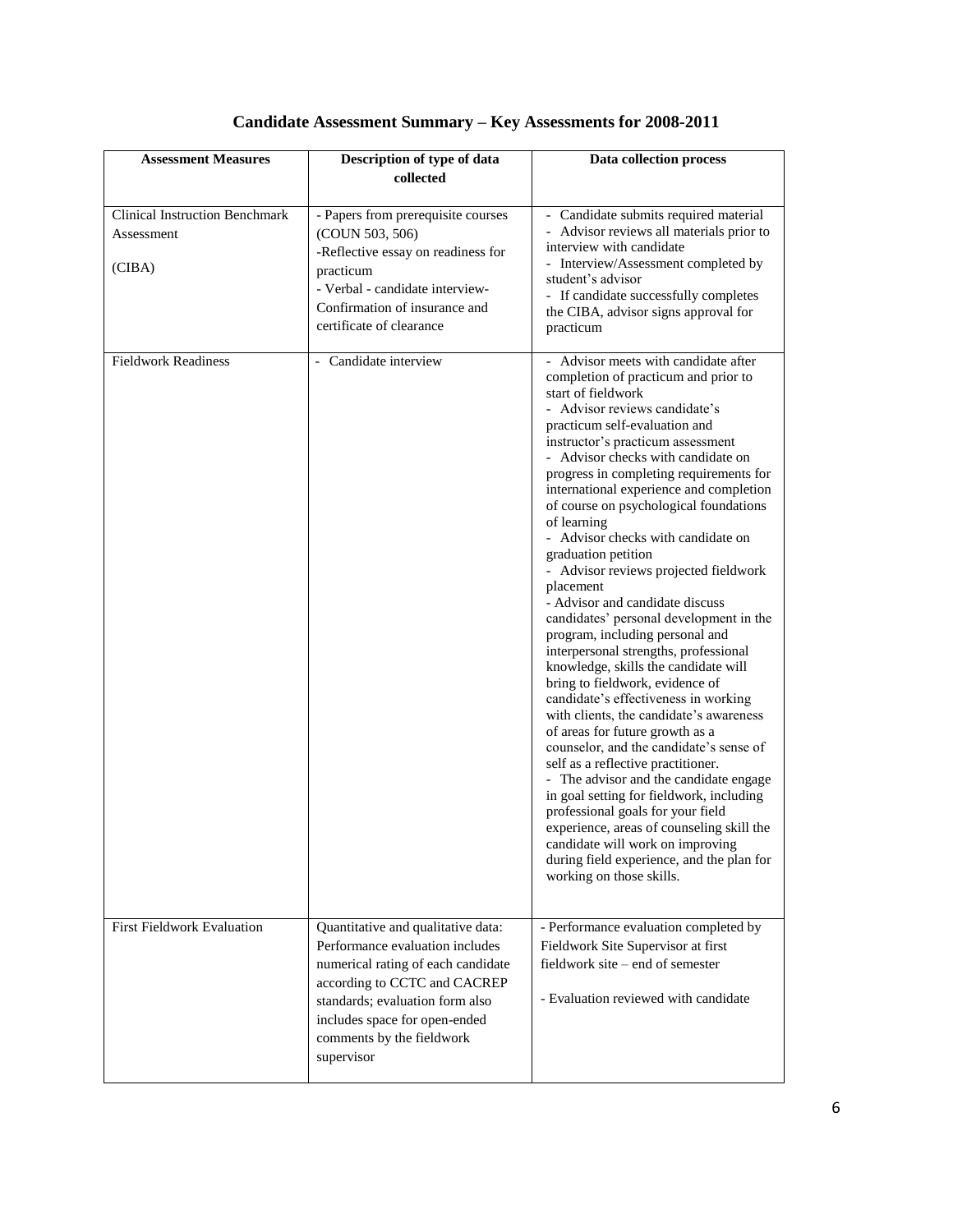## Candidate Assessment Summary – Key Assessments for 2008-2011

| Assessment Measures | Description of type of data collected | Data collection process |
|---|---|---|
| Clinical Instruction Benchmark Assessment<br><br>(CIBA) | - Papers from prerequisite courses (COUN 503, 506)<br>-Reflective essay on readiness for practicum<br>- Verbal - candidate interview-Confirmation of insurance and certificate of clearance | - Candidate submits required material<br>- Advisor reviews all materials prior to interview with candidate<br>- Interview/Assessment completed by student's advisor<br>- If candidate successfully completes the CIBA, advisor signs approval for practicum |
| Fieldwork Readiness | - Candidate interview | - Advisor meets with candidate after completion of practicum and prior to start of fieldwork<br>- Advisor reviews candidate's practicum self-evaluation and instructor's practicum assessment<br>- Advisor checks with candidate on progress in completing requirements for international experience and completion of course on psychological foundations of learning<br>- Advisor checks with candidate on graduation petition<br>- Advisor reviews projected fieldwork placement<br>- Advisor and candidate discuss candidates' personal development in the program, including personal and interpersonal strengths, professional knowledge, skills the candidate will bring to fieldwork, evidence of candidate's effectiveness in working with clients, the candidate's awareness of areas for future growth as a counselor, and the candidate's sense of self as a reflective practitioner.<br>- The advisor and the candidate engage in goal setting for fieldwork, including professional goals for your field experience, areas of counseling skill the candidate will work on improving during field experience, and the plan for working on those skills. |
| First Fieldwork Evaluation | Quantitative and qualitative data: Performance evaluation includes numerical rating of each candidate according to CCTC and CACREP standards; evaluation form also includes space for open-ended comments by the fieldwork supervisor | - Performance evaluation completed by Fieldwork Site Supervisor at first fieldwork site – end of semester<br><br>- Evaluation reviewed with candidate |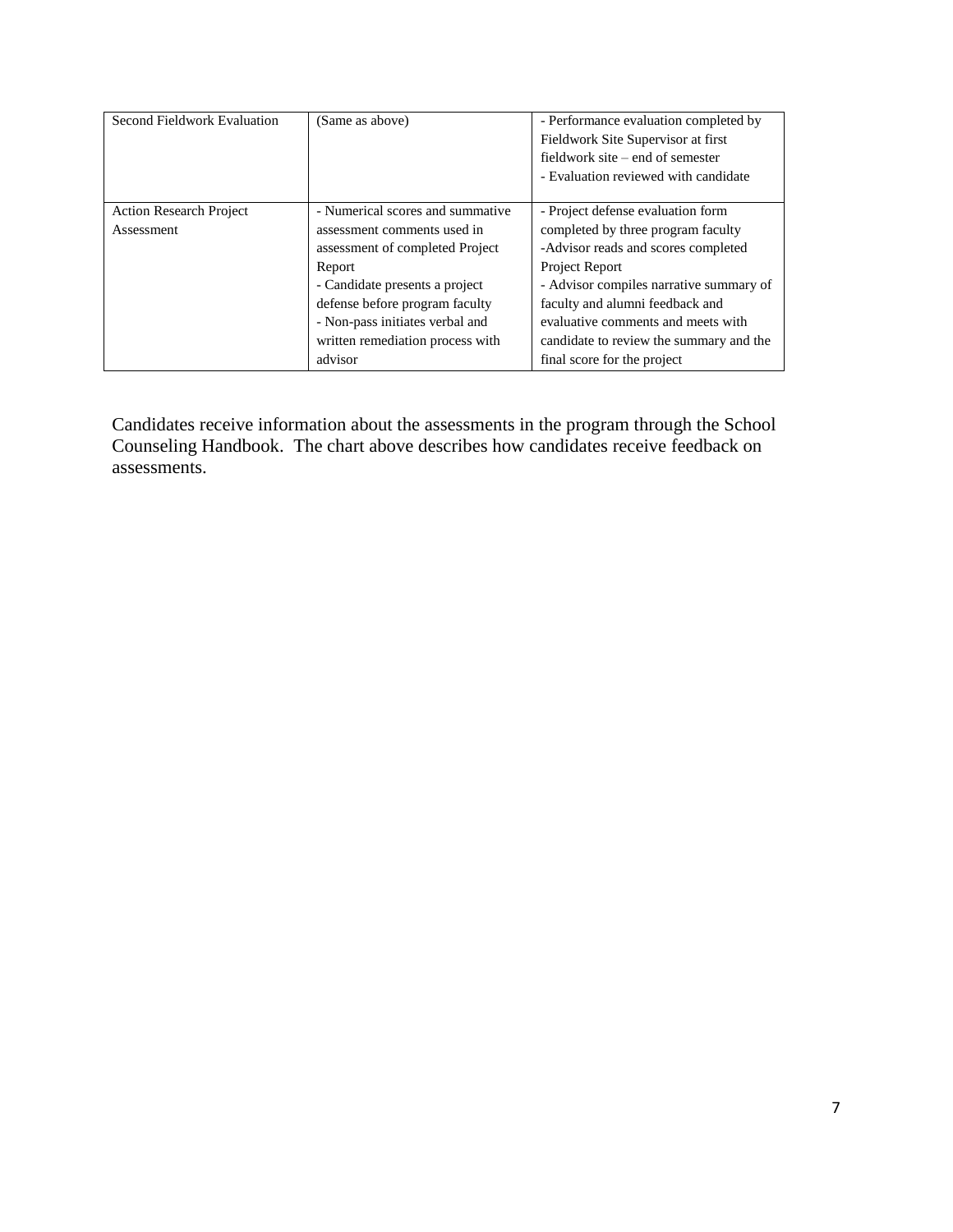| | | |
|---|---|---|
| Second Fieldwork Evaluation | (Same as above) | - Performance evaluation completed by Fieldwork Site Supervisor at first fieldwork site – end of semester<br>- Evaluation reviewed with candidate |
| Action Research Project Assessment | - Numerical scores and summative assessment comments used in assessment of completed Project Report<br>- Candidate presents a project defense before program faculty<br>- Non-pass initiates verbal and written remediation process with advisor | - Project defense evaluation form completed by three program faculty<br>-Advisor reads and scores completed Project Report<br>- Advisor compiles narrative summary of faculty and alumni feedback and evaluative comments and meets with candidate to review the summary and the final score for the project |

Candidates receive information about the assessments in the program through the School Counseling Handbook. The chart above describes how candidates receive feedback on assessments.